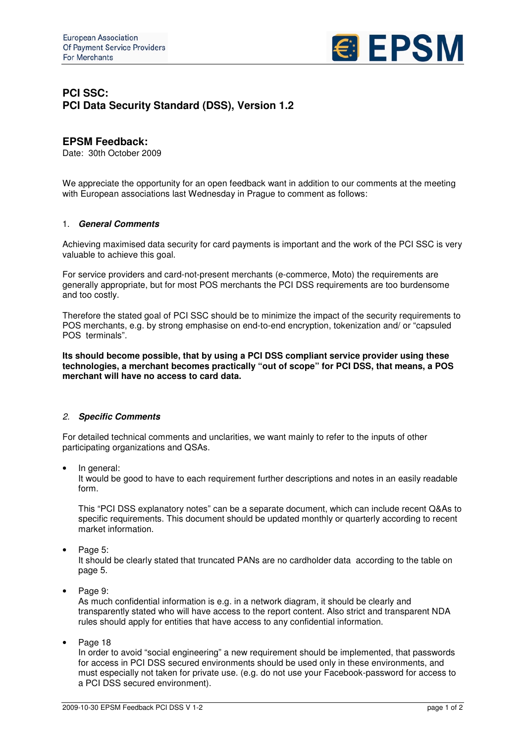European Association
Of Payment Service Providers
For Merchants

EPSM

## PCI SSC:
## PCI Data Security Standard (DSS), Version 1.2

## EPSM Feedback:

Date: 30th October 2009

We appreciate the opportunity for an open feedback want in addition to our comments at the meeting with European associations last Wednesday in Prague to comment as follows:

### 1. *General Comments*

Achieving maximised data security for card payments is important and the work of the PCI SSC is very valuable to achieve this goal.

For service providers and card-not-present merchants (e-commerce, Moto) the requirements are generally appropriate, but for most POS merchants the PCI DSS requirements are too burdensome and too costly.

Therefore the stated goal of PCI SSC should be to minimize the impact of the security requirements to POS merchants, e.g. by strong emphasise on end-to-end encryption, tokenization and/ or "capsuled POS terminals".

**Its should become possible, that by using a PCI DSS compliant service provider using these technologies, a merchant becomes practically "out of scope" for PCI DSS, that means, a POS merchant will have no access to card data.**

### *2. Specific Comments*

For detailed technical comments and unclarities, we want mainly to refer to the inputs of other participating organizations and QSAs.

- In general:
  It would be good to have to each requirement further descriptions and notes in an easily readable form.

  This "PCI DSS explanatory notes" can be a separate document, which can include recent Q&As to specific requirements. This document should be updated monthly or quarterly according to recent market information.

- Page 5:
  It should be clearly stated that truncated PANs are no cardholder data according to the table on page 5.

- Page 9:
  As much confidential information is e.g. in a network diagram, it should be clearly and transparently stated who will have access to the report content. Also strict and transparent NDA rules should apply for entities that have access to any confidential information.

- Page 18
  In order to avoid "social engineering" a new requirement should be implemented, that passwords for access in PCI DSS secured environments should be used only in these environments, and must especially not taken for private use. (e.g. do not use your Facebook-password for access to a PCI DSS secured environment).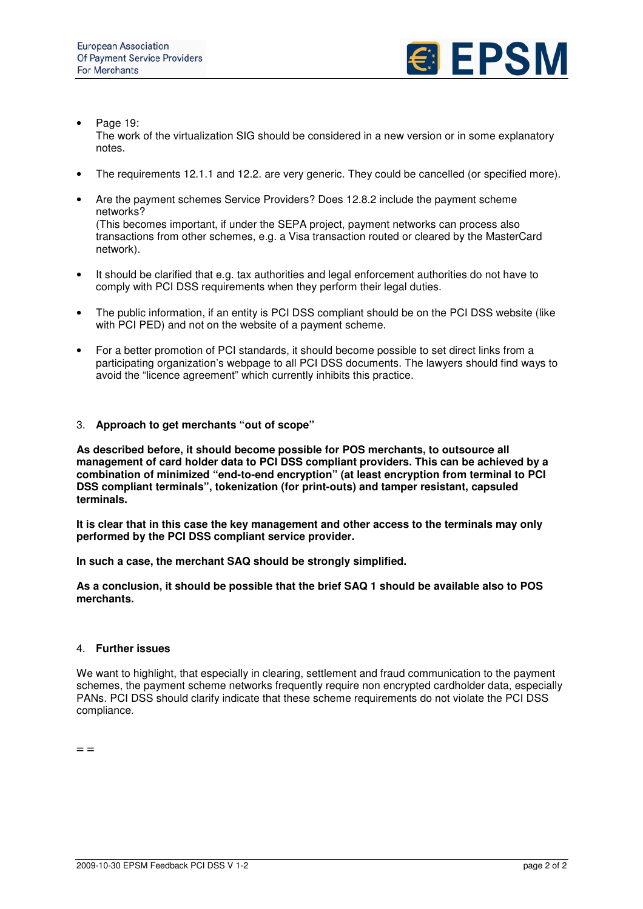- Page 19:
  The work of the virtualization SIG should be considered in a new version or in some explanatory notes.

- The requirements 12.1.1 and 12.2. are very generic. They could be cancelled (or specified more).

- Are the payment schemes Service Providers? Does 12.8.2 include the payment scheme networks?
  (This becomes important, if under the SEPA project, payment networks can process also transactions from other schemes, e.g. a Visa transaction routed or cleared by the MasterCard network).

- It should be clarified that e.g. tax authorities and legal enforcement authorities do not have to comply with PCI DSS requirements when they perform their legal duties.

- The public information, if an entity is PCI DSS compliant should be on the PCI DSS website (like with PCI PED) and not on the website of a payment scheme.

- For a better promotion of PCI standards, it should become possible to set direct links from a participating organization's webpage to all PCI DSS documents. The lawyers should find ways to avoid the "licence agreement" which currently inhibits this practice.

## 3. Approach to get merchants "out of scope"

**As described before, it should become possible for POS merchants, to outsource all management of card holder data to PCI DSS compliant providers. This can be achieved by a combination of minimized "end-to-end encryption" (at least encryption from terminal to PCI DSS compliant terminals", tokenization (for print-outs) and tamper resistant, capsuled terminals.**

**It is clear that in this case the key management and other access to the terminals may only performed by the PCI DSS compliant service provider.**

**In such a case, the merchant SAQ should be strongly simplified.**

**As a conclusion, it should be possible that the brief SAQ 1 should be available also to POS merchants.**

## 4. Further issues

We want to highlight, that especially in clearing, settlement and fraud communication to the payment schemes, the payment scheme networks frequently require non encrypted cardholder data, especially PANs. PCI DSS should clarify indicate that these scheme requirements do not violate the PCI DSS compliance.

= =